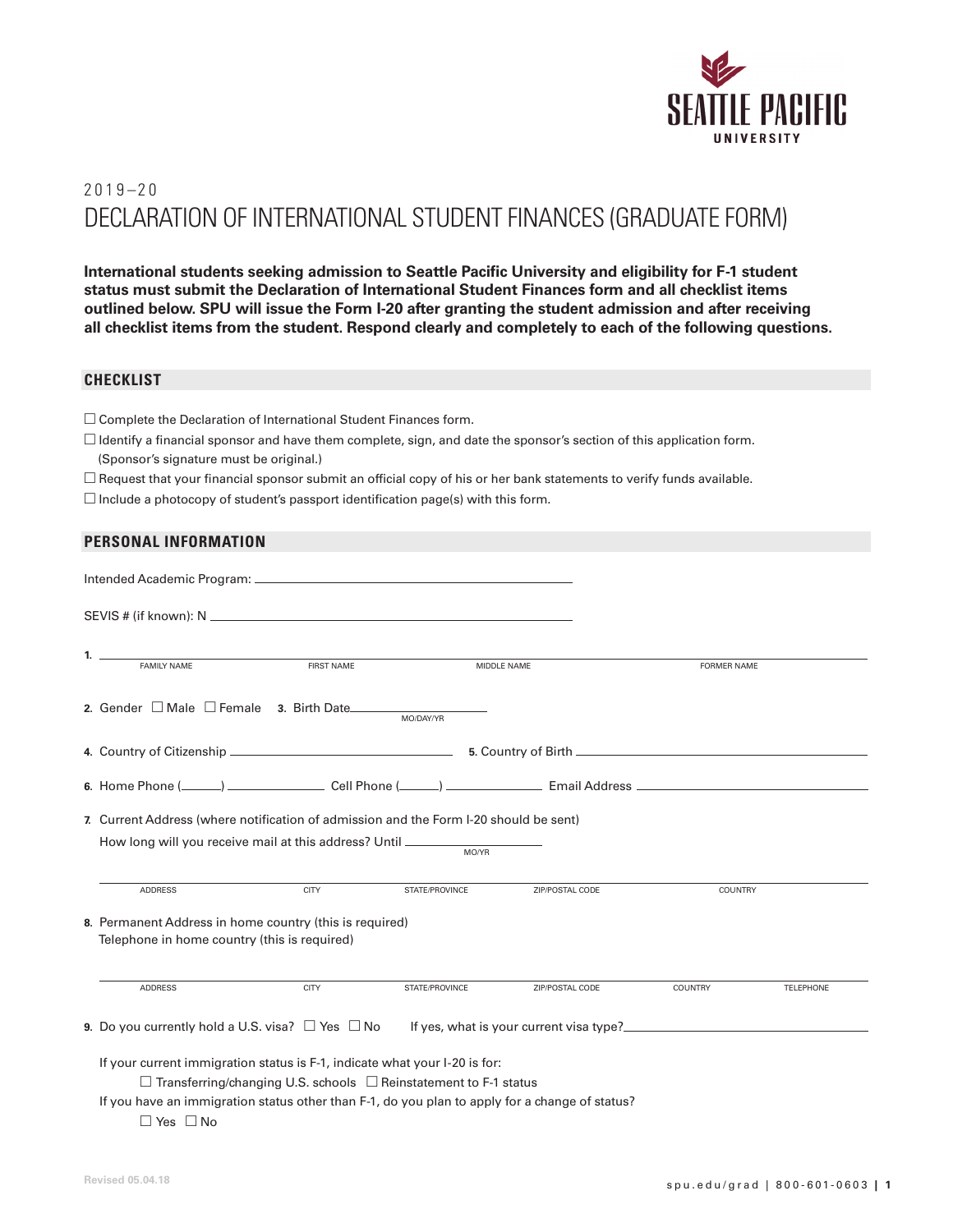2019–20

# DECLARATION OF INTERNATIONAL STUDENT FINANCES (GRADUATE FORM)

**International students seeking admission to Seattle Pacific University and eligibility for F-1 student status must submit the Declaration of International Student Finances form and all checklist items outlined below. SPU will issue the Form I-20 after granting the student admission and after receiving all checklist items from the student. Respond clearly and completely to each of the following questions.**

## CHECKLIST

☐ Complete the Declaration of International Student Finances form.

☐ Identify a financial sponsor and have them complete, sign, and date the sponsor's section of this application form. (Sponsor's signature must be original.)

☐ Request that your financial sponsor submit an official copy of his or her bank statements to verify funds available.

☐ Include a photocopy of student's passport identification page(s) with this form.

## PERSONAL INFORMATION

Intended Academic Program: ______________________________

SEVIS # (if known): N ______________________________

**1.** ______________________________

FAMILY NAME | FIRST NAME | MIDDLE NAME | FORMER NAME

**2.** Gender ☐ Male ☐ Female **3.** Birth Date______________ (MO/DAY/YR)

**4.** Country of Citizenship ______________ **5.** Country of Birth ______________

**6.** Home Phone (____) ______________ Cell Phone (____) ______________ Email Address ______________

**7.** Current Address (where notification of admission and the Form I-20 should be sent)

How long will you receive mail at this address? Until ______________ (MO/YR)

______________________________

ADDRESS | CITY | STATE/PROVINCE | ZIP/POSTAL CODE | COUNTRY

**8.** Permanent Address in home country (this is required)
Telephone in home country (this is required)

______________________________

ADDRESS | CITY | STATE/PROVINCE | ZIP/POSTAL CODE | COUNTRY | TELEPHONE

**9.** Do you currently hold a U.S. visa? ☐ Yes ☐ No If yes, what is your current visa type?______________

If your current immigration status is F-1, indicate what your I-20 is for:

☐ Transferring/changing U.S. schools ☐ Reinstatement to F-1 status

If you have an immigration status other than F-1, do you plan to apply for a change of status?

☐ Yes ☐ No

Revised 05.04.18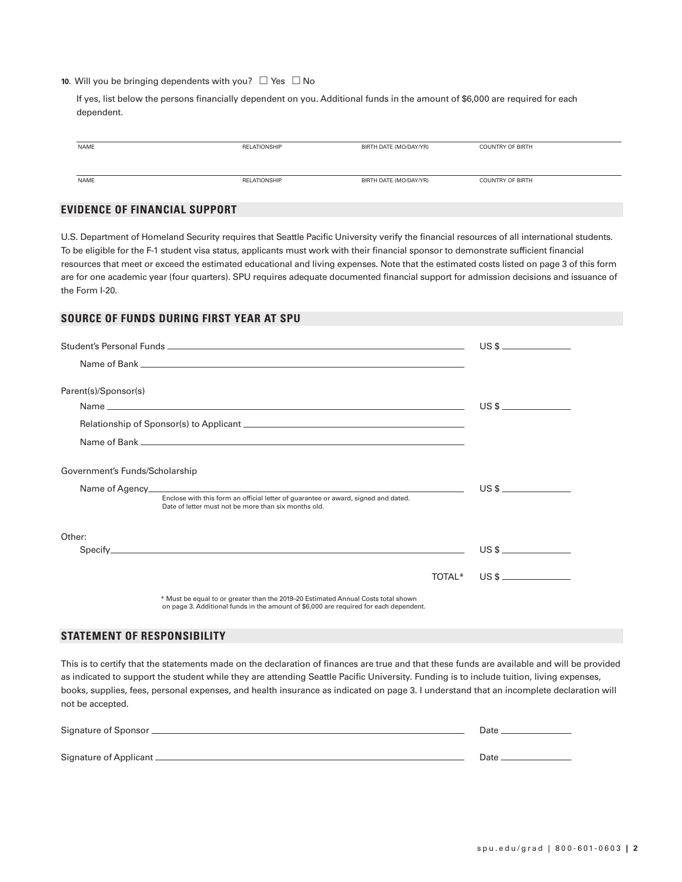10. Will you be bringing dependents with you? ☐ Yes ☐ No

If yes, list below the persons financially dependent on you. Additional funds in the amount of $6,000 are required for each dependent.

| NAME | RELATIONSHIP | BIRTH DATE (MO/DAY/YR) | COUNTRY OF BIRTH |
|---|---|---|---|
| | | | |
| NAME | RELATIONSHIP | BIRTH DATE (MO/DAY/YR) | COUNTRY OF BIRTH |

## EVIDENCE OF FINANCIAL SUPPORT

U.S. Department of Homeland Security requires that Seattle Pacific University verify the financial resources of all international students. To be eligible for the F-1 student visa status, applicants must work with their financial sponsor to demonstrate sufficient financial resources that meet or exceed the estimated educational and living expenses. Note that the estimated costs listed on page 3 of this form are for one academic year (four quarters). SPU requires adequate documented financial support for admission decisions and issuance of the Form I-20.

## SOURCE OF FUNDS DURING FIRST YEAR AT SPU

Student's Personal Funds ______________________________ US $ __________

Name of Bank ______________________________

Parent(s)/Sponsor(s)

Name ______________________________ US $ __________

Relationship of Sponsor(s) to Applicant ______________________________

Name of Bank ______________________________

Government's Funds/Scholarship

Name of Agency ______________________________ US $ __________

Enclose with this form an official letter of guarantee or award, signed and dated. Date of letter must not be more than six months old.

Other:

Specify ______________________________ US $ __________

TOTAL* US $ __________

\* Must be equal to or greater than the 2019–20 Estimated Annual Costs total shown on page 3. Additional funds in the amount of $6,000 are required for each dependent.

## STATEMENT OF RESPONSIBILITY

This is to certify that the statements made on the declaration of finances are true and that these funds are available and will be provided as indicated to support the student while they are attending Seattle Pacific University. Funding is to include tuition, living expenses, books, supplies, fees, personal expenses, and health insurance as indicated on page 3. I understand that an incomplete declaration will not be accepted.

Signature of Sponsor ______________________________ Date __________

Signature of Applicant ______________________________ Date __________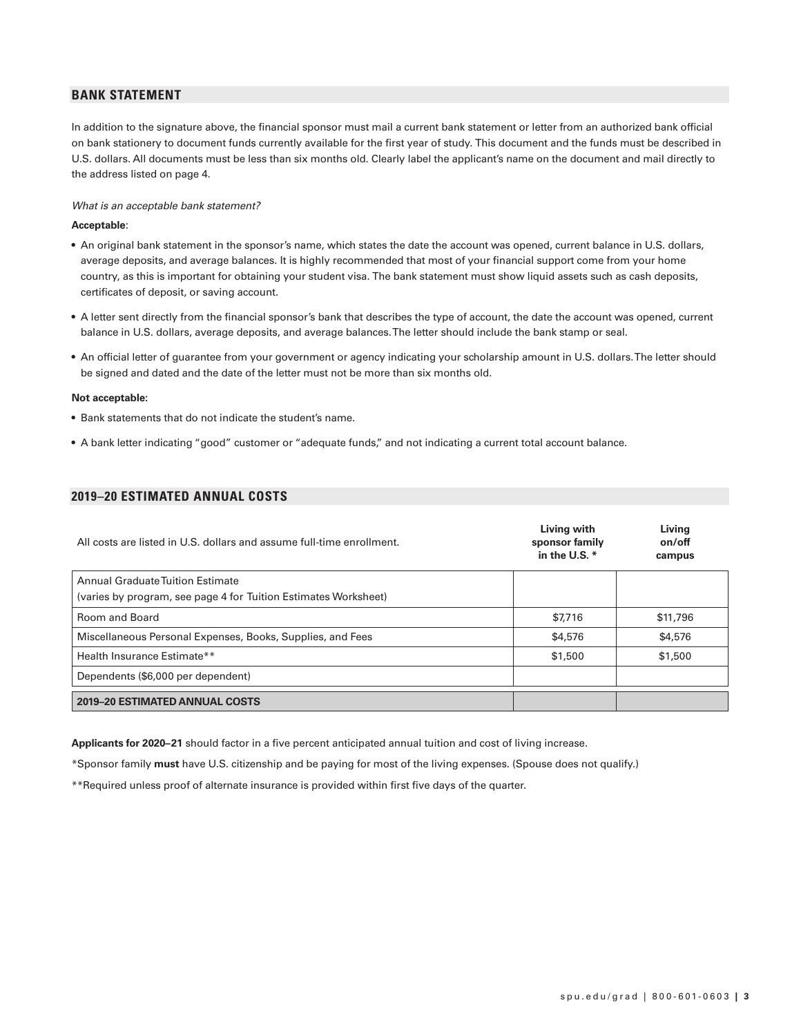## BANK STATEMENT

In addition to the signature above, the financial sponsor must mail a current bank statement or letter from an authorized bank official on bank stationery to document funds currently available for the first year of study. This document and the funds must be described in U.S. dollars. All documents must be less than six months old. Clearly label the applicant's name on the document and mail directly to the address listed on page 4.

*What is an acceptable bank statement?*

**Acceptable**:

- An original bank statement in the sponsor's name, which states the date the account was opened, current balance in U.S. dollars, average deposits, and average balances. It is highly recommended that most of your financial support come from your home country, as this is important for obtaining your student visa. The bank statement must show liquid assets such as cash deposits, certificates of deposit, or saving account.
- A letter sent directly from the financial sponsor's bank that describes the type of account, the date the account was opened, current balance in U.S. dollars, average deposits, and average balances. The letter should include the bank stamp or seal.
- An official letter of guarantee from your government or agency indicating your scholarship amount in U.S. dollars. The letter should be signed and dated and the date of the letter must not be more than six months old.

**Not acceptable:**

- Bank statements that do not indicate the student's name.
- A bank letter indicating "good" customer or "adequate funds," and not indicating a current total account balance.

## 2019–20 ESTIMATED ANNUAL COSTS

| All costs are listed in U.S. dollars and assume full-time enrollment. | **Living with sponsor family in the U.S. *** | **Living on/off campus** |
|---|---|---|
| Annual Graduate Tuition Estimate<br>(varies by program, see page 4 for Tuition Estimates Worksheet) | | |
| Room and Board | $7,716 | $11,796 |
| Miscellaneous Personal Expenses, Books, Supplies, and Fees | $4,576 | $4,576 |
| Health Insurance Estimate** | $1,500 | $1,500 |
| Dependents ($6,000 per dependent) | | |
| **2019–20 ESTIMATED ANNUAL COSTS** | | |

**Applicants for 2020–21** should factor in a five percent anticipated annual tuition and cost of living increase.

*Sponsor family **must** have U.S. citizenship and be paying for most of the living expenses. (Spouse does not qualify.)

**Required unless proof of alternate insurance is provided within first five days of the quarter.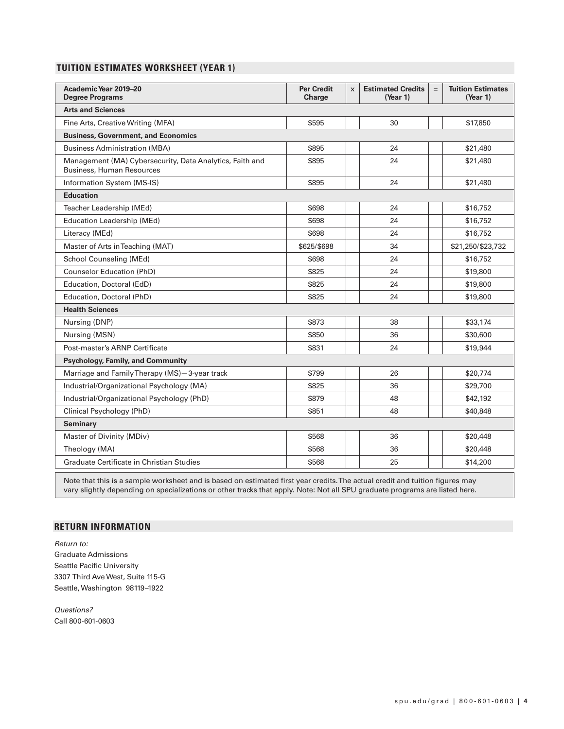## TUITION ESTIMATES WORKSHEET (YEAR 1)

| Academic Year 2019–20 Degree Programs | Per Credit Charge | x | Estimated Credits (Year 1) | = | Tuition Estimates (Year 1) |
|---|---|---|---|---|---|
| **Arts and Sciences** | | | | | |
| Fine Arts, Creative Writing (MFA) | $595 | | 30 | | $17,850 |
| **Business, Government, and Economics** | | | | | |
| Business Administration (MBA) | $895 | | 24 | | $21,480 |
| Management (MA) Cybersecurity, Data Analytics, Faith and Business, Human Resources | $895 | | 24 | | $21,480 |
| Information System (MS-IS) | $895 | | 24 | | $21,480 |
| **Education** | | | | | |
| Teacher Leadership (MEd) | $698 | | 24 | | $16,752 |
| Education Leadership (MEd) | $698 | | 24 | | $16,752 |
| Literacy (MEd) | $698 | | 24 | | $16,752 |
| Master of Arts in Teaching (MAT) | $625/$698 | | 34 | | $21,250/$23,732 |
| School Counseling (MEd) | $698 | | 24 | | $16,752 |
| Counselor Education (PhD) | $825 | | 24 | | $19,800 |
| Education, Doctoral (EdD) | $825 | | 24 | | $19,800 |
| Education, Doctoral (PhD) | $825 | | 24 | | $19,800 |
| **Health Sciences** | | | | | |
| Nursing (DNP) | $873 | | 38 | | $33,174 |
| Nursing (MSN) | $850 | | 36 | | $30,600 |
| Post-master's ARNP Certificate | $831 | | 24 | | $19,944 |
| **Psychology, Family, and Community** | | | | | |
| Marriage and Family Therapy (MS)—3-year track | $799 | | 26 | | $20,774 |
| Industrial/Organizational Psychology (MA) | $825 | | 36 | | $29,700 |
| Industrial/Organizational Psychology (PhD) | $879 | | 48 | | $42,192 |
| Clinical Psychology (PhD) | $851 | | 48 | | $40,848 |
| **Seminary** | | | | | |
| Master of Divinity (MDiv) | $568 | | 36 | | $20,448 |
| Theology (MA) | $568 | | 36 | | $20,448 |
| Graduate Certificate in Christian Studies | $568 | | 25 | | $14,200 |

Note that this is a sample worksheet and is based on estimated first year credits. The actual credit and tuition figures may vary slightly depending on specializations or other tracks that apply. Note: Not all SPU graduate programs are listed here.

## RETURN INFORMATION

*Return to:*
Graduate Admissions
Seattle Pacific University
3307 Third Ave West, Suite 115-G
Seattle, Washington 98119–1922

*Questions?*
Call 800-601-0603